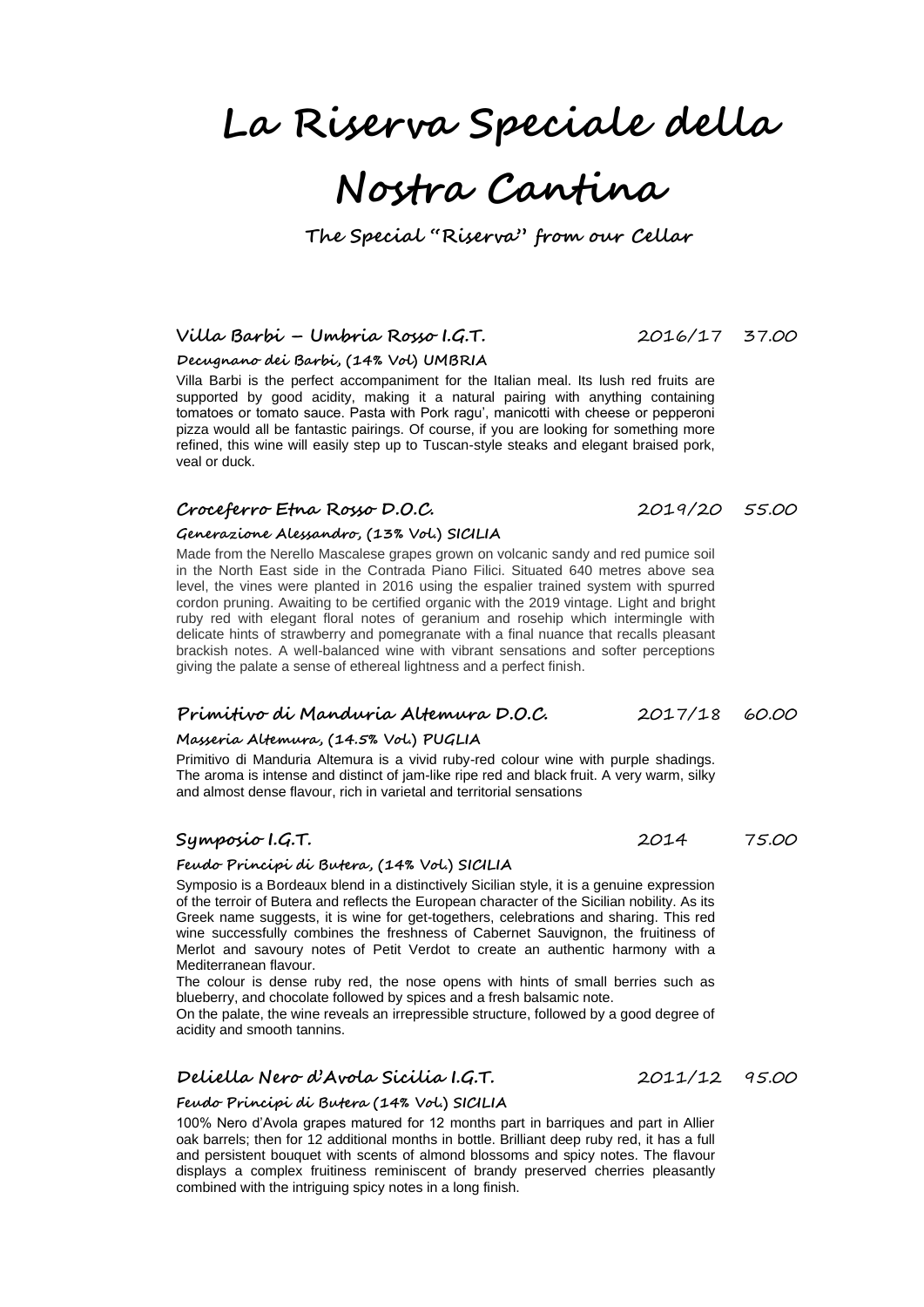# La Riserva Speciale della Nostra Cantina

### The Special "Riserva" from our Cellar

### Villa Barbi – Umbria Rosso I.G.T. 2016/17 37.00

**Decugnano dei Barbi, (14% Vol) UMBRIA**

Villa Barbi is the perfect accompaniment for the Italian meal. Its lush red fruits are supported by good acidity, making it a natural pairing with anything containing tomatoes or tomato sauce. Pasta with Pork ragu', manicotti with cheese or pepperoni pizza would all be fantastic pairings. Of course, if you are looking for something more refined, this wine will easily step up to Tuscan-style steaks and elegant braised pork, veal or duck.

### Croceferro Etna Rosso D.O.C. 2019/20 55.00

**Generazione Alessandro, (13% Vol.) SICILIA**

Made from the Nerello Mascalese grapes grown on volcanic sandy and red pumice soil in the North East side in the Contrada Piano Filici. Situated 640 metres above sea level, the vines were planted in 2016 using the espalier trained system with spurred cordon pruning. Awaiting to be certified organic with the 2019 vintage. Light and bright ruby red with elegant floral notes of geranium and rosehip which intermingle with delicate hints of strawberry and pomegranate with a final nuance that recalls pleasant brackish notes. A well-balanced wine with vibrant sensations and softer perceptions giving the palate a sense of ethereal lightness and a perfect finish.

### Primitivo di Manduria Altemura D.O.C. 2017/18 60.00

**Masseria Altemura, (14.5% Vol.) PUGLIA**

Primitivo di Manduria Altemura is a vivid ruby-red colour wine with purple shadings. The aroma is intense and distinct of jam-like ripe red and black fruit. A very warm, silky and almost dense flavour, rich in varietal and territorial sensations

### Symposio I.G.T. 2014 75.00

**Feudo Principi di Butera, (14% Vol.) SICILIA**

Symposio is a Bordeaux blend in a distinctively Sicilian style, it is a genuine expression of the terroir of Butera and reflects the European character of the Sicilian nobility. As its Greek name suggests, it is wine for get-togethers, celebrations and sharing. This red wine successfully combines the freshness of Cabernet Sauvignon, the fruitiness of Merlot and savoury notes of Petit Verdot to create an authentic harmony with a Mediterranean flavour.

The colour is dense ruby red, the nose opens with hints of small berries such as blueberry, and chocolate followed by spices and a fresh balsamic note.

On the palate, the wine reveals an irrepressible structure, followed by a good degree of acidity and smooth tannins.

### Deliella Nero d'Avola Sicilia I.G.T. 2011/12 95.00

**Feudo Principi di Butera (14% Vol.) SICILIA**

100% Nero d'Avola grapes matured for 12 months part in barriques and part in Allier oak barrels; then for 12 additional months in bottle. Brilliant deep ruby red, it has a full and persistent bouquet with scents of almond blossoms and spicy notes. The flavour displays a complex fruitiness reminiscent of brandy preserved cherries pleasantly combined with the intriguing spicy notes in a long finish.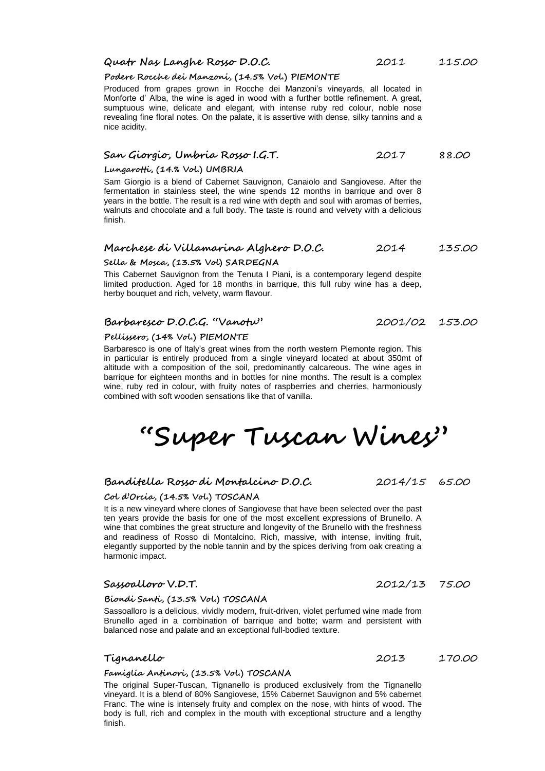**Quatr Nas Langhe Rosso D.O.C.** 2011 115.00

**Podere Rocche dei Manzoni, (14.5% Vol.) PIEMONTE**

Produced from grapes grown in Rocche dei Manzoni's vineyards, all located in Monforte d' Alba, the wine is aged in wood with a further bottle refinement. A great, sumptuous wine, delicate and elegant, with intense ruby red colour, noble nose revealing fine floral notes. On the palate, it is assertive with dense, silky tannins and a nice acidity.

**San Giorgio, Umbria Rosso I.G.T.** 2017 88.00

**Lungarotti, (14.% Vol.) UMBRIA**

Sam Giorgio is a blend of Cabernet Sauvignon, Canaiolo and Sangiovese. After the fermentation in stainless steel, the wine spends 12 months in barrique and over 8 years in the bottle. The result is a red wine with depth and soul with aromas of berries, walnuts and chocolate and a full body. The taste is round and velvety with a delicious finish.

**Marchese di Villamarina Alghero D.O.C.** 2014 135.00

**Sella & Mosca, (13.5% Vol) SARDEGNA**

This Cabernet Sauvignon from the Tenuta I Piani, is a contemporary legend despite limited production. Aged for 18 months in barrique, this full ruby wine has a deep, herby bouquet and rich, velvety, warm flavour.

**Barbaresco D.O.C.G. "Vanotu"** 2001/02 153.00

**Pellissero, (14% Vol.) PIEMONTE**

Barbaresco is one of Italy's great wines from the north western Piemonte region. This in particular is entirely produced from a single vineyard located at about 350mt of altitude with a composition of the soil, predominantly calcareous. The wine ages in barrique for eighteen months and in bottles for nine months. The result is a complex wine, ruby red in colour, with fruity notes of raspberries and cherries, harmoniously combined with soft wooden sensations like that of vanilla.

# "Super Tuscan Wines"

**Banditella Rosso di Montalcino D.O.C.** 2014/15 65.00

**Col d'Orcia, (14.5% Vol.) TOSCANA**

It is a new vineyard where clones of Sangiovese that have been selected over the past ten years provide the basis for one of the most excellent expressions of Brunello. A wine that combines the great structure and longevity of the Brunello with the freshness and readiness of Rosso di Montalcino. Rich, massive, with intense, inviting fruit, elegantly supported by the noble tannin and by the spices deriving from oak creating a harmonic impact.

**Sassoalloro V.D.T.** 2012/13 75.00

**Biondi Santi, (13.5% Vol.) TOSCANA**

Sassoalloro is a delicious, vividly modern, fruit-driven, violet perfumed wine made from Brunello aged in a combination of barrique and botte; warm and persistent with balanced nose and palate and an exceptional full-bodied texture.

**Tignanello** 2013 170.00

**Famiglia Antinori, (13.5% Vol.) TOSCANA**

The original Super-Tuscan, Tignanello is produced exclusively from the Tignanello vineyard. It is a blend of 80% Sangiovese, 15% Cabernet Sauvignon and 5% cabernet Franc. The wine is intensely fruity and complex on the nose, with hints of wood. The body is full, rich and complex in the mouth with exceptional structure and a lengthy finish.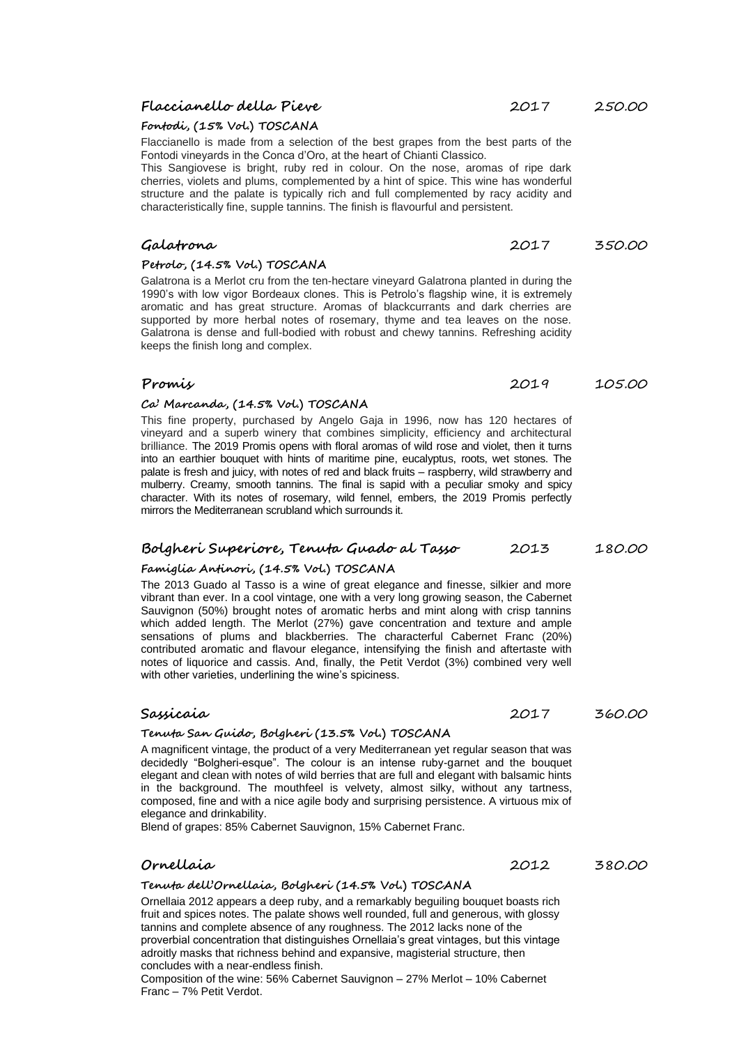## Flaccianello della Pieve — 2017 — 250.00

**Fontodi, (15% Vol.) TOSCANA**

Flaccianello is made from a selection of the best grapes from the best parts of the Fontodi vineyards in the Conca d'Oro, at the heart of Chianti Classico.
This Sangiovese is bright, ruby red in colour. On the nose, aromas of ripe dark cherries, violets and plums, complemented by a hint of spice. This wine has wonderful structure and the palate is typically rich and full complemented by racy acidity and characteristically fine, supple tannins. The finish is flavourful and persistent.

## Galatrona — 2017 — 350.00

**Petrolo, (14.5% Vol.) TOSCANA**

Galatrona is a Merlot cru from the ten-hectare vineyard Galatrona planted in during the 1990's with low vigor Bordeaux clones. This is Petrolo's flagship wine, it is extremely aromatic and has great structure. Aromas of blackcurrants and dark cherries are supported by more herbal notes of rosemary, thyme and tea leaves on the nose. Galatrona is dense and full-bodied with robust and chewy tannins. Refreshing acidity keeps the finish long and complex.

## Promis — 2019 — 105.00

**Ca' Marcanda, (14.5% Vol.) TOSCANA**

This fine property, purchased by Angelo Gaja in 1996, now has 120 hectares of vineyard and a superb winery that combines simplicity, efficiency and architectural brilliance. The 2019 Promis opens with floral aromas of wild rose and violet, then it turns into an earthier bouquet with hints of maritime pine, eucalyptus, roots, wet stones. The palate is fresh and juicy, with notes of red and black fruits – raspberry, wild strawberry and mulberry. Creamy, smooth tannins. The final is sapid with a peculiar smoky and spicy character. With its notes of rosemary, wild fennel, embers, the 2019 Promis perfectly mirrors the Mediterranean scrubland which surrounds it.

## Bolgheri Superiore, Tenuta Guado al Tasso — 2013 — 180.00

**Famiglia Antinori, (14.5% Vol.) TOSCANA**

The 2013 Guado al Tasso is a wine of great elegance and finesse, silkier and more vibrant than ever. In a cool vintage, one with a very long growing season, the Cabernet Sauvignon (50%) brought notes of aromatic herbs and mint along with crisp tannins which added length. The Merlot (27%) gave concentration and texture and ample sensations of plums and blackberries. The characterful Cabernet Franc (20%) contributed aromatic and flavour elegance, intensifying the finish and aftertaste with notes of liquorice and cassis. And, finally, the Petit Verdot (3%) combined very well with other varieties, underlining the wine's spiciness.

## Sassicaia — 2017 — 360.00

**Tenuta San Guido, Bolgheri (13.5% Vol.) TOSCANA**

A magnificent vintage, the product of a very Mediterranean yet regular season that was decidedly "Bolgheri-esque". The colour is an intense ruby-garnet and the bouquet elegant and clean with notes of wild berries that are full and elegant with balsamic hints in the background. The mouthfeel is velvety, almost silky, without any tartness, composed, fine and with a nice agile body and surprising persistence. A virtuous mix of elegance and drinkability.
Blend of grapes: 85% Cabernet Sauvignon, 15% Cabernet Franc.

## Ornellaia — 2012 — 380.00

**Tenuta dell'Ornellaia, Bolgheri (14.5% Vol.) TOSCANA**

Ornellaia 2012 appears a deep ruby, and a remarkably beguiling bouquet boasts rich fruit and spices notes. The palate shows well rounded, full and generous, with glossy tannins and complete absence of any roughness. The 2012 lacks none of the proverbial concentration that distinguishes Ornellaia's great vintages, but this vintage adroitly masks that richness behind and expansive, magisterial structure, then concludes with a near-endless finish.
Composition of the wine: 56% Cabernet Sauvignon – 27% Merlot – 10% Cabernet Franc – 7% Petit Verdot.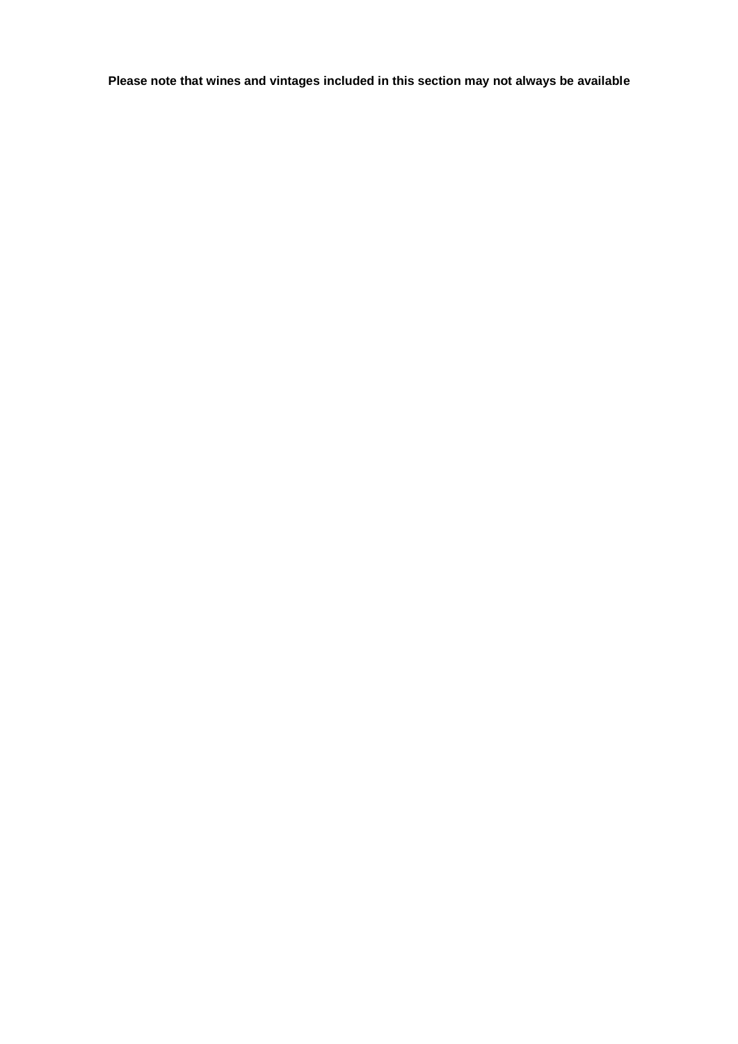**Please note that wines and vintages included in this section may not always be available**